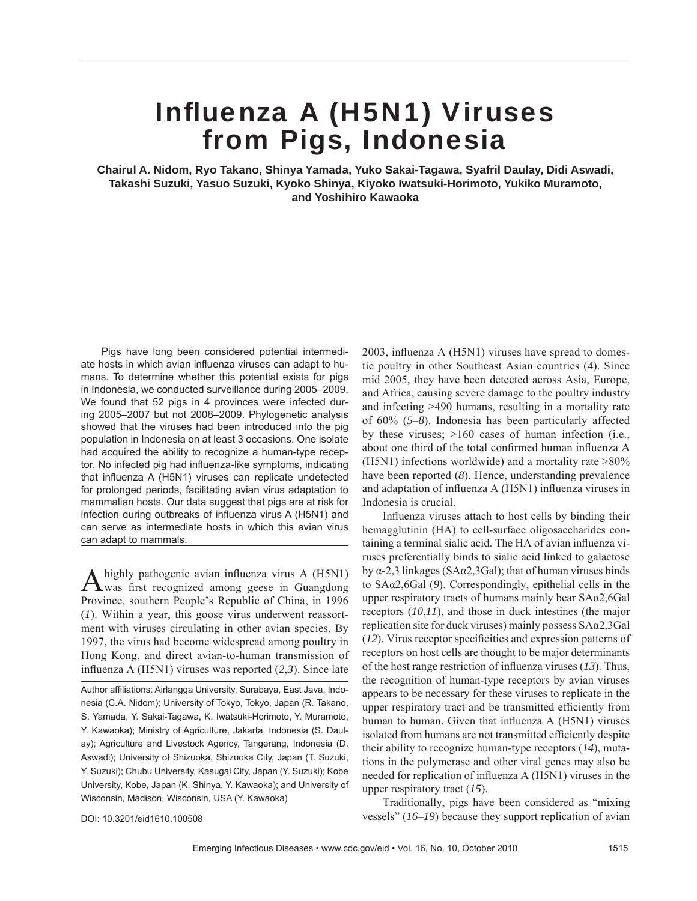# Influenza A (H5N1) Viruses from Pigs, Indonesia

**Chairul A. Nidom, Ryo Takano, Shinya Yamada, Yuko Sakai-Tagawa, Syafril Daulay, Didi Aswadi, Takashi Suzuki, Yasuo Suzuki, Kyoko Shinya, Kiyoko Iwatsuki-Horimoto, Yukiko Muramoto, and Yoshihiro Kawaoka**

Pigs have long been considered potential intermediate hosts in which avian influenza viruses can adapt to humans. To determine whether this potential exists for pigs in Indonesia, we conducted surveillance during 2005–2009. We found that 52 pigs in 4 provinces were infected during 2005–2007 but not 2008–2009. Phylogenetic analysis showed that the viruses had been introduced into the pig population in Indonesia on at least 3 occasions. One isolate had acquired the ability to recognize a human-type receptor. No infected pig had influenza-like symptoms, indicating that influenza A (H5N1) viruses can replicate undetected for prolonged periods, facilitating avian virus adaptation to mammalian hosts. Our data suggest that pigs are at risk for infection during outbreaks of influenza virus A (H5N1) and can serve as intermediate hosts in which this avian virus can adapt to mammals.

A highly pathogenic avian influenza virus A (H5N1) was first recognized among geese in Guangdong Province, southern People's Republic of China, in 1996 (*1*). Within a year, this goose virus underwent reassortment with viruses circulating in other avian species. By 1997, the virus had become widespread among poultry in Hong Kong, and direct avian-to-human transmission of influenza A (H5N1) viruses was reported (*2*,*3*). Since late 2003, influenza A (H5N1) viruses have spread to domestic poultry in other Southeast Asian countries (*4*). Since mid 2005, they have been detected across Asia, Europe, and Africa, causing severe damage to the poultry industry and infecting >490 humans, resulting in a mortality rate of 60% (*5*–*8*). Indonesia has been particularly affected by these viruses; >160 cases of human infection (i.e., about one third of the total confirmed human influenza A (H5N1) infections worldwide) and a mortality rate >80% have been reported (*8*). Hence, understanding prevalence and adaptation of influenza A (H5N1) influenza viruses in Indonesia is crucial.

Influenza viruses attach to host cells by binding their hemagglutinin (HA) to cell-surface oligosaccharides containing a terminal sialic acid. The HA of avian influenza viruses preferentially binds to sialic acid linked to galactose by α-2,3 linkages (SAα2,3Gal); that of human viruses binds to SAα2,6Gal (*9*). Correspondingly, epithelial cells in the upper respiratory tracts of humans mainly bear SAα2,6Gal receptors (*10*,*11*), and those in duck intestines (the major replication site for duck viruses) mainly possess SAα2,3Gal (*12*). Virus receptor specificities and expression patterns of receptors on host cells are thought to be major determinants of the host range restriction of influenza viruses (*13*). Thus, the recognition of human-type receptors by avian viruses appears to be necessary for these viruses to replicate in the upper respiratory tract and be transmitted efficiently from human to human. Given that influenza A (H5N1) viruses isolated from humans are not transmitted efficiently despite their ability to recognize human-type receptors (*14*), mutations in the polymerase and other viral genes may also be needed for replication of influenza A (H5N1) viruses in the upper respiratory tract (*15*).

Traditionally, pigs have been considered as "mixing vessels" (*16*–*19*) because they support replication of avian

Author affiliations: Airlangga University, Surabaya, East Java, Indonesia (C.A. Nidom); University of Tokyo, Tokyo, Japan (R. Takano, S. Yamada, Y. Sakai-Tagawa, K. Iwatsuki-Horimoto, Y. Muramoto, Y. Kawaoka); Ministry of Agriculture, Jakarta, Indonesia (S. Daulay); Agriculture and Livestock Agency, Tangerang, Indonesia (D. Aswadi); University of Shizuoka, Shizuoka City, Japan (T. Suzuki, Y. Suzuki); Chubu University, Kasugai City, Japan (Y. Suzuki); Kobe University, Kobe, Japan (K. Shinya, Y. Kawaoka); and University of Wisconsin, Madison, Wisconsin, USA (Y. Kawaoka)

DOI: 10.3201/eid1610.100508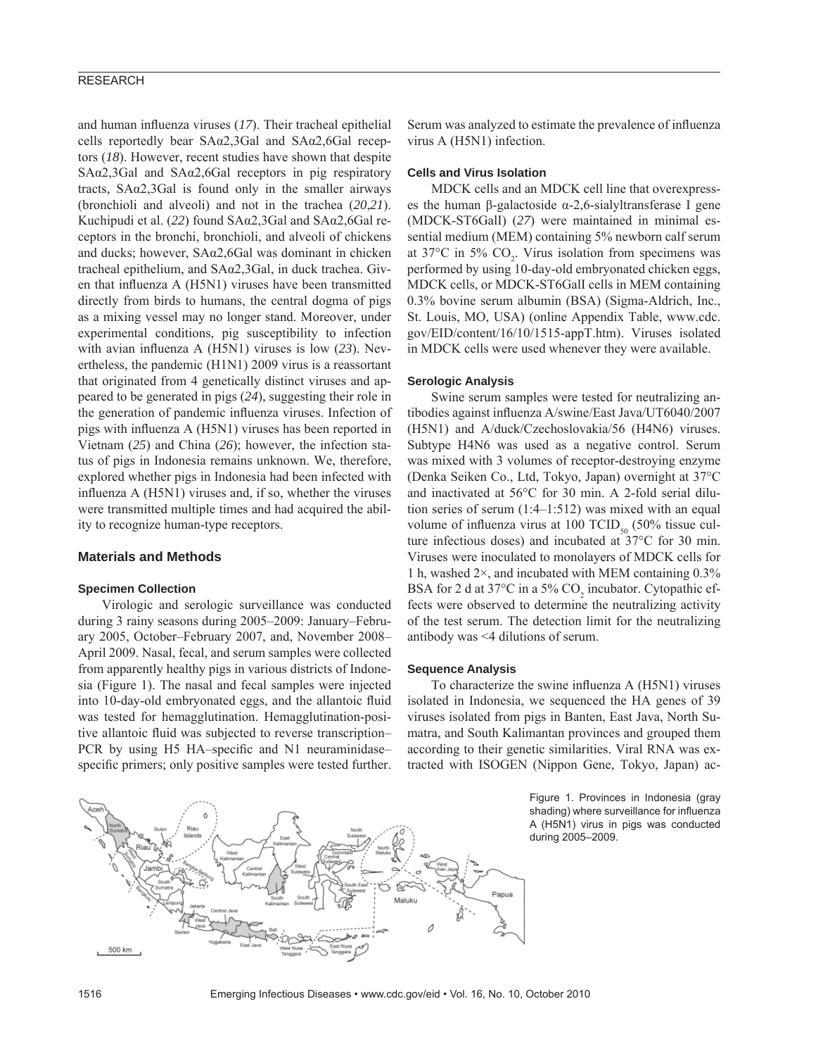and human influenza viruses (*17*). Their tracheal epithelial cells reportedly bear SAα2,3Gal and SAα2,6Gal receptors (*18*). However, recent studies have shown that despite SAα2,3Gal and SAα2,6Gal receptors in pig respiratory tracts, SAα2,3Gal is found only in the smaller airways (bronchioli and alveoli) and not in the trachea (*20*,*21*). Kuchipudi et al. (*22*) found SAα2,3Gal and SAα2,6Gal receptors in the bronchi, bronchioli, and alveoli of chickens and ducks; however, SAα2,6Gal was dominant in chicken tracheal epithelium, and SAα2,3Gal, in duck trachea. Given that influenza A (H5N1) viruses have been transmitted directly from birds to humans, the central dogma of pigs as a mixing vessel may no longer stand. Moreover, under experimental conditions, pig susceptibility to infection with avian influenza A (H5N1) viruses is low (*23*). Nevertheless, the pandemic (H1N1) 2009 virus is a reassortant that originated from 4 genetically distinct viruses and appeared to be generated in pigs (*24*), suggesting their role in the generation of pandemic influenza viruses. Infection of pigs with influenza A (H5N1) viruses has been reported in Vietnam (*25*) and China (*26*); however, the infection status of pigs in Indonesia remains unknown. We, therefore, explored whether pigs in Indonesia had been infected with influenza A (H5N1) viruses and, if so, whether the viruses were transmitted multiple times and had acquired the ability to recognize human-type receptors.

## Materials and Methods

### Specimen Collection

Virologic and serologic surveillance was conducted during 3 rainy seasons during 2005–2009: January–February 2005, October–February 2007, and, November 2008–April 2009. Nasal, fecal, and serum samples were collected from apparently healthy pigs in various districts of Indonesia (Figure 1). The nasal and fecal samples were injected into 10-day-old embryonated eggs, and the allantoic fluid was tested for hemagglutination. Hemagglutination-positive allantoic fluid was subjected to reverse transcription–PCR by using H5 HA–specific and N1 neuraminidase–specific primers; only positive samples were tested further. Serum was analyzed to estimate the prevalence of influenza virus A (H5N1) infection.

### Cells and Virus Isolation

MDCK cells and an MDCK cell line that overexpresses the human β-galactoside α-2,6-sialyltransferase I gene (MDCK-ST6GalI) (*27*) were maintained in minimal essential medium (MEM) containing 5% newborn calf serum at 37°C in 5% $CO_2$. Virus isolation from specimens was performed by using 10-day-old embryonated chicken eggs, MDCK cells, or MDCK-ST6GalI cells in MEM containing 0.3% bovine serum albumin (BSA) (Sigma-Aldrich, Inc., St. Louis, MO, USA) (online Appendix Table, www.cdc.gov/EID/content/16/10/1515-appT.htm). Viruses isolated in MDCK cells were used whenever they were available.

### Serologic Analysis

Swine serum samples were tested for neutralizing antibodies against influenza A/swine/East Java/UT6040/2007 (H5N1) and A/duck/Czechoslovakia/56 (H4N6) viruses. Subtype H4N6 was used as a negative control. Serum was mixed with 3 volumes of receptor-destroying enzyme (Denka Seiken Co., Ltd, Tokyo, Japan) overnight at 37°C and inactivated at 56°C for 30 min. A 2-fold serial dilution series of serum (1:4–1:512) was mixed with an equal volume of influenza virus at 100 $TCID_{50}$ (50% tissue culture infectious doses) and incubated at 37°C for 30 min. Viruses were inoculated to monolayers of MDCK cells for 1 h, washed 2×, and incubated with MEM containing 0.3% BSA for 2 d at 37°C in a 5% $CO_2$ incubator. Cytopathic effects were observed to determine the neutralizing activity of the test serum. The detection limit for the neutralizing antibody was <4 dilutions of serum.

### Sequence Analysis

To characterize the swine influenza A (H5N1) viruses isolated in Indonesia, we sequenced the HA genes of 39 viruses isolated from pigs in Banten, East Java, North Sumatra, and South Kalimantan provinces and grouped them according to their genetic similarities. Viral RNA was extracted with ISOGEN (Nippon Gene, Tokyo, Japan) ac-

Aceh
North Sumatra
Riau
Bulan
Riau Islands
West Sumatra
Jambi
Bangka-Belitung
South Sumatra
Bengkulu
Lampung
Jakarta
Banten
West Java
Central Java
Yogjakarta
East Java
Bali
West Kalimantan
East Kalimantan
Central Kalimantan
South Kalimantan
West Sulawesi
South Sulawesi
Central Sulawesi
Gorontalo
North Sulawesi
South East Sulawesi
North Maluku
Maluku
West Irian Jaya
Papua
West Nusa Tenggara
East Nusa Tenggara
500 km

Figure 1. Provinces in Indonesia (gray shading) where surveillance for influenza A (H5N1) virus in pigs was conducted during 2005–2009.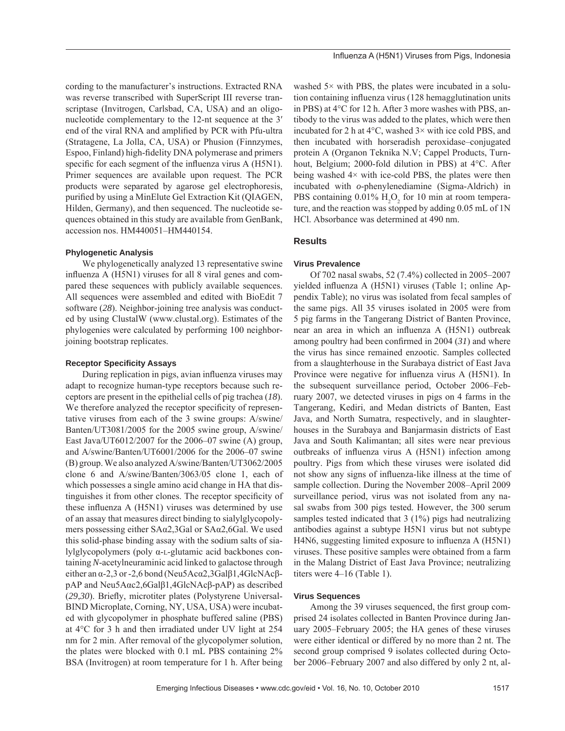cording to the manufacturer's instructions. Extracted RNA was reverse transcribed with SuperScript III reverse transcriptase (Invitrogen, Carlsbad, CA, USA) and an oligonucleotide complementary to the 12-nt sequence at the 3′ end of the viral RNA and amplified by PCR with Pfu-ultra (Stratagene, La Jolla, CA, USA) or Phusion (Finnzymes, Espoo, Finland) high-fidelity DNA polymerase and primers specific for each segment of the influenza virus A (H5N1). Primer sequences are available upon request. The PCR products were separated by agarose gel electrophoresis, purified by using a MinElute Gel Extraction Kit (QIAGEN, Hilden, Germany), and then sequenced. The nucleotide sequences obtained in this study are available from GenBank, accession nos. HM440051–HM440154.

### Phylogenetic Analysis

We phylogenetically analyzed 13 representative swine influenza A (H5N1) viruses for all 8 viral genes and compared these sequences with publicly available sequences. All sequences were assembled and edited with BioEdit 7 software (*28*). Neighbor-joining tree analysis was conducted by using ClustalW (www.clustal.org). Estimates of the phylogenies were calculated by performing 100 neighbor-joining bootstrap replicates.

### Receptor Specificity Assays

During replication in pigs, avian influenza viruses may adapt to recognize human-type receptors because such receptors are present in the epithelial cells of pig trachea (*18*). We therefore analyzed the receptor specificity of representative viruses from each of the 3 swine groups: A/swine/Banten/UT3081/2005 for the 2005 swine group, A/swine/East Java/UT6012/2007 for the 2006–07 swine (A) group, and A/swine/Banten/UT6001/2006 for the 2006–07 swine (B) group. We also analyzed A/swine/Banten/UT3062/2005 clone 6 and A/swine/Banten/3063/05 clone 1, each of which possesses a single amino acid change in HA that distinguishes it from other clones. The receptor specificity of these influenza A (H5N1) viruses was determined by use of an assay that measures direct binding to sialylglycopolymers possessing either SAα2,3Gal or SAα2,6Gal. We used this solid-phase binding assay with the sodium salts of sialylglycopolymers (poly α-L-glutamic acid backbones containing *N*-acetylneuraminic acid linked to galactose through either an α-2,3 or -2,6 bond (Neu5Acα2,3Galβ1,4GlcNAcβ-pAP and Neu5Aαc2,6Galβ1,4GlcNAcβ-pAP) as described (*29*,*30*). Briefly, microtiter plates (Polystyrene Universal-BIND Microplate, Corning, NY, USA, USA) were incubated with glycopolymer in phosphate buffered saline (PBS) at 4°C for 3 h and then irradiated under UV light at 254 nm for 2 min. After removal of the glycopolymer solution, the plates were blocked with 0.1 mL PBS containing 2% BSA (Invitrogen) at room temperature for 1 h. After being washed 5× with PBS, the plates were incubated in a solution containing influenza virus (128 hemagglutination units in PBS) at 4°C for 12 h. After 3 more washes with PBS, antibody to the virus was added to the plates, which were then incubated for 2 h at 4°C, washed 3× with ice cold PBS, and then incubated with horseradish peroxidase–conjugated protein A (Organon Teknika N.V; Cappel Products, Turnhout, Belgium; 2000-fold dilution in PBS) at 4°C. After being washed 4× with ice-cold PBS, the plates were then incubated with *o*-phenylenediamine (Sigma-Aldrich) in PBS containing 0.01% $H_2O_2$ for 10 min at room temperature, and the reaction was stopped by adding 0.05 mL of 1N HCl. Absorbance was determined at 490 nm.

## Results

### Virus Prevalence

Of 702 nasal swabs, 52 (7.4%) collected in 2005–2007 yielded influenza A (H5N1) viruses (Table 1; online Appendix Table); no virus was isolated from fecal samples of the same pigs. All 35 viruses isolated in 2005 were from 5 pig farms in the Tangerang District of Banten Province, near an area in which an influenza A (H5N1) outbreak among poultry had been confirmed in 2004 (*31*) and where the virus has since remained enzootic. Samples collected from a slaughterhouse in the Surabaya district of East Java Province were negative for influenza virus A (H5N1). In the subsequent surveillance period, October 2006–February 2007, we detected viruses in pigs on 4 farms in the Tangerang, Kediri, and Medan districts of Banten, East Java, and North Sumatra, respectively, and in slaughterhouses in the Surabaya and Banjarmasin districts of East Java and South Kalimantan; all sites were near previous outbreaks of influenza virus A (H5N1) infection among poultry. Pigs from which these viruses were isolated did not show any signs of influenza-like illness at the time of sample collection. During the November 2008–April 2009 surveillance period, virus was not isolated from any nasal swabs from 300 pigs tested. However, the 300 serum samples tested indicated that 3 (1%) pigs had neutralizing antibodies against a subtype H5N1 virus but not subtype H4N6, suggesting limited exposure to influenza A (H5N1) viruses. These positive samples were obtained from a farm in the Malang District of East Java Province; neutralizing titers were 4–16 (Table 1).

### Virus Sequences

Among the 39 viruses sequenced, the first group comprised 24 isolates collected in Banten Province during January 2005–February 2005; the HA genes of these viruses were either identical or differed by no more than 2 nt. The second group comprised 9 isolates collected during October 2006–February 2007 and also differed by only 2 nt, al-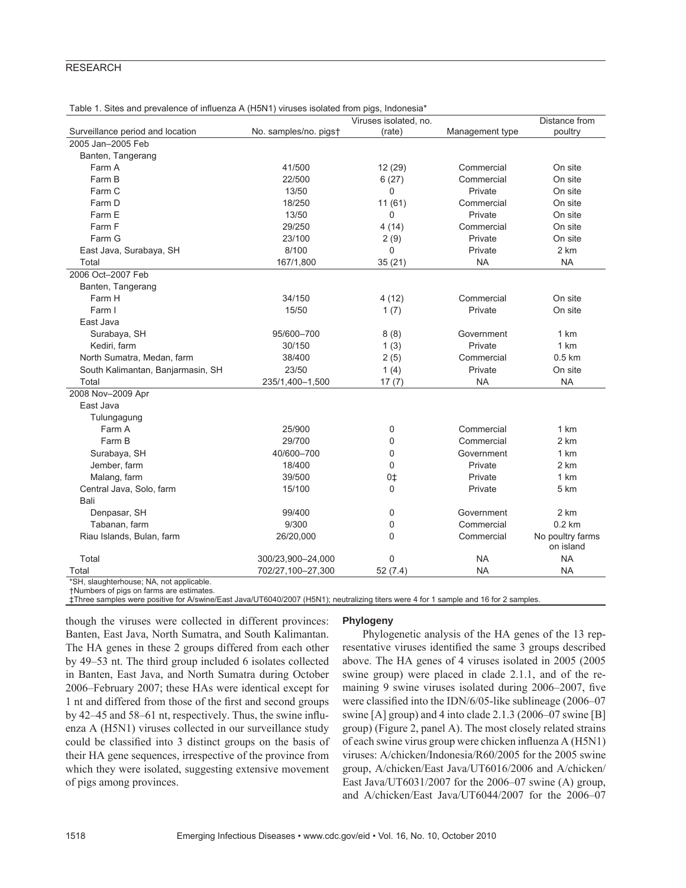Table 1. Sites and prevalence of influenza A (H5N1) viruses isolated from pigs, Indonesia*

| Surveillance period and location | No. samples/no. pigs† | Viruses isolated, no. (rate) | Management type | Distance from poultry |
|---|---|---|---|---|
| 2005 Jan–2005 Feb | | | | |
| Banten, Tangerang | | | | |
| Farm A | 41/500 | 12 (29) | Commercial | On site |
| Farm B | 22/500 | 6 (27) | Commercial | On site |
| Farm C | 13/50 | 0 | Private | On site |
| Farm D | 18/250 | 11 (61) | Commercial | On site |
| Farm E | 13/50 | 0 | Private | On site |
| Farm F | 29/250 | 4 (14) | Commercial | On site |
| Farm G | 23/100 | 2 (9) | Private | On site |
| East Java, Surabaya, SH | 8/100 | 0 | Private | 2 km |
| Total | 167/1,800 | 35 (21) | NA | NA |
| 2006 Oct–2007 Feb | | | | |
| Banten, Tangerang | | | | |
| Farm H | 34/150 | 4 (12) | Commercial | On site |
| Farm I | 15/50 | 1 (7) | Private | On site |
| East Java | | | | |
| Surabaya, SH | 95/600–700 | 8 (8) | Government | 1 km |
| Kediri, farm | 30/150 | 1 (3) | Private | 1 km |
| North Sumatra, Medan, farm | 38/400 | 2 (5) | Commercial | 0.5 km |
| South Kalimantan, Banjarmasin, SH | 23/50 | 1 (4) | Private | On site |
| Total | 235/1,400–1,500 | 17 (7) | NA | NA |
| 2008 Nov–2009 Apr | | | | |
| East Java | | | | |
| Tulungagung | | | | |
| Farm A | 25/900 | 0 | Commercial | 1 km |
| Farm B | 29/700 | 0 | Commercial | 2 km |
| Surabaya, SH | 40/600–700 | 0 | Government | 1 km |
| Jember, farm | 18/400 | 0 | Private | 2 km |
| Malang, farm | 39/500 | 0‡ | Private | 1 km |
| Central Java, Solo, farm | 15/100 | 0 | Private | 5 km |
| Bali | | | | |
| Denpasar, SH | 99/400 | 0 | Government | 2 km |
| Tabanan, farm | 9/300 | 0 | Commercial | 0.2 km |
| Riau Islands, Bulan, farm | 26/20,000 | 0 | Commercial | No poultry farms on island |
| Total | 300/23,900–24,000 | 0 | NA | NA |
| Total | 702/27,100–27,300 | 52 (7.4) | NA | NA |

*SH, slaughterhouse; NA, not applicable.
†Numbers of pigs on farms are estimates.
‡Three samples were positive for A/swine/East Java/UT6040/2007 (H5N1); neutralizing titers were 4 for 1 sample and 16 for 2 samples.

though the viruses were collected in different provinces: Banten, East Java, North Sumatra, and South Kalimantan. The HA genes in these 2 groups differed from each other by 49–53 nt. The third group included 6 isolates collected in Banten, East Java, and North Sumatra during October 2006–February 2007; these HAs were identical except for 1 nt and differed from those of the first and second groups by 42–45 and 58–61 nt, respectively. Thus, the swine influenza A (H5N1) viruses collected in our surveillance study could be classified into 3 distinct groups on the basis of their HA gene sequences, irrespective of the province from which they were isolated, suggesting extensive movement of pigs among provinces.

### Phylogeny

Phylogenetic analysis of the HA genes of the 13 representative viruses identified the same 3 groups described above. The HA genes of 4 viruses isolated in 2005 (2005 swine group) were placed in clade 2.1.1, and of the remaining 9 swine viruses isolated during 2006–2007, five were classified into the IDN/6/05-like sublineage (2006–07 swine [A] group) and 4 into clade 2.1.3 (2006–07 swine [B] group) (Figure 2, panel A). The most closely related strains of each swine virus group were chicken influenza A (H5N1) viruses: A/chicken/Indonesia/R60/2005 for the 2005 swine group, A/chicken/East Java/UT6016/2006 and A/chicken/East Java/UT6031/2007 for the 2006–07 swine (A) group, and A/chicken/East Java/UT6044/2007 for the 2006–07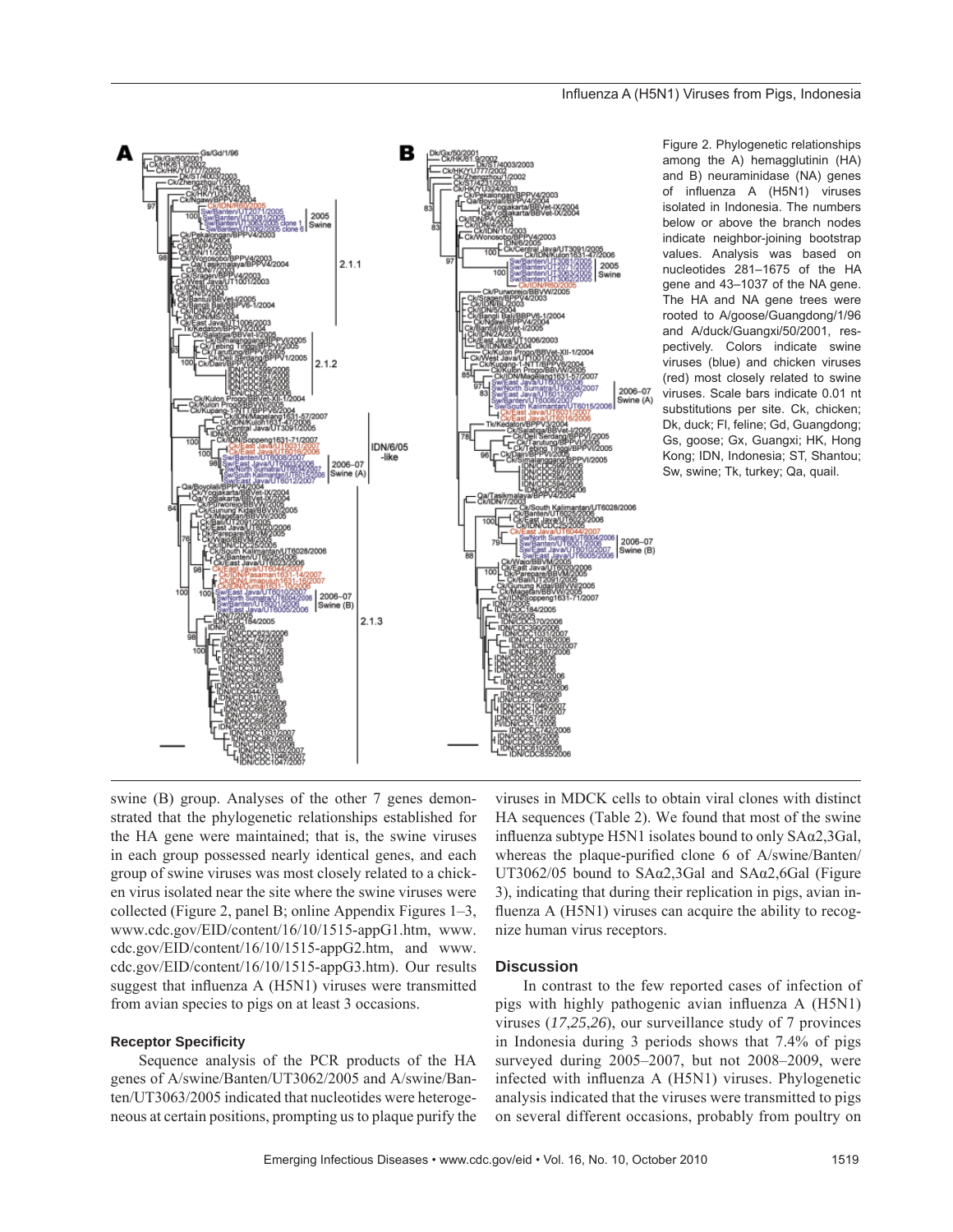Figure 2. Phylogenetic relationships among the A) hemagglutinin (HA) and B) neuraminidase (NA) genes of influenza A (H5N1) viruses isolated in Indonesia. The numbers below or above the branch nodes indicate neighbor-joining bootstrap values. Analysis was based on nucleotides 281–1675 of the HA gene and 43–1037 of the NA gene. The HA and NA gene trees were rooted to A/goose/Guangdong/1/96 and A/duck/Guangxi/50/2001, respectively. Colors indicate swine viruses (blue) and chicken viruses (red) most closely related to swine viruses. Scale bars indicate 0.01 nt substitutions per site. Ck, chicken; Dk, duck; Fl, feline; Gd, Guangdong; Gs, goose; Gx, Guangxi; HK, Hong Kong; IDN, Indonesia; ST, Shantou; Sw, swine; Tk, turkey; Qa, quail.

swine (B) group. Analyses of the other 7 genes demonstrated that the phylogenetic relationships established for the HA gene were maintained; that is, the swine viruses in each group possessed nearly identical genes, and each group of swine viruses was most closely related to a chicken virus isolated near the site where the swine viruses were collected (Figure 2, panel B; online Appendix Figures 1–3, www.cdc.gov/EID/content/16/10/1515-appG1.htm, www.cdc.gov/EID/content/16/10/1515-appG2.htm, and www.cdc.gov/EID/content/16/10/1515-appG3.htm). Our results suggest that influenza A (H5N1) viruses were transmitted from avian species to pigs on at least 3 occasions.

### Receptor Specificity

Sequence analysis of the PCR products of the HA genes of A/swine/Banten/UT3062/2005 and A/swine/Banten/UT3063/2005 indicated that nucleotides were heterogeneous at certain positions, prompting us to plaque purify the viruses in MDCK cells to obtain viral clones with distinct HA sequences (Table 2). We found that most of the swine influenza subtype H5N1 isolates bound to only SAα2,3Gal, whereas the plaque-purified clone 6 of A/swine/Banten/UT3062/05 bound to SAα2,3Gal and SAα2,6Gal (Figure 3), indicating that during their replication in pigs, avian influenza A (H5N1) viruses can acquire the ability to recognize human virus receptors.

## Discussion

In contrast to the few reported cases of infection of pigs with highly pathogenic avian influenza A (H5N1) viruses (*17*,*25*,*26*), our surveillance study of 7 provinces in Indonesia during 3 periods shows that 7.4% of pigs surveyed during 2005–2007, but not 2008–2009, were infected with influenza A (H5N1) viruses. Phylogenetic analysis indicated that the viruses were transmitted to pigs on several different occasions, probably from poultry on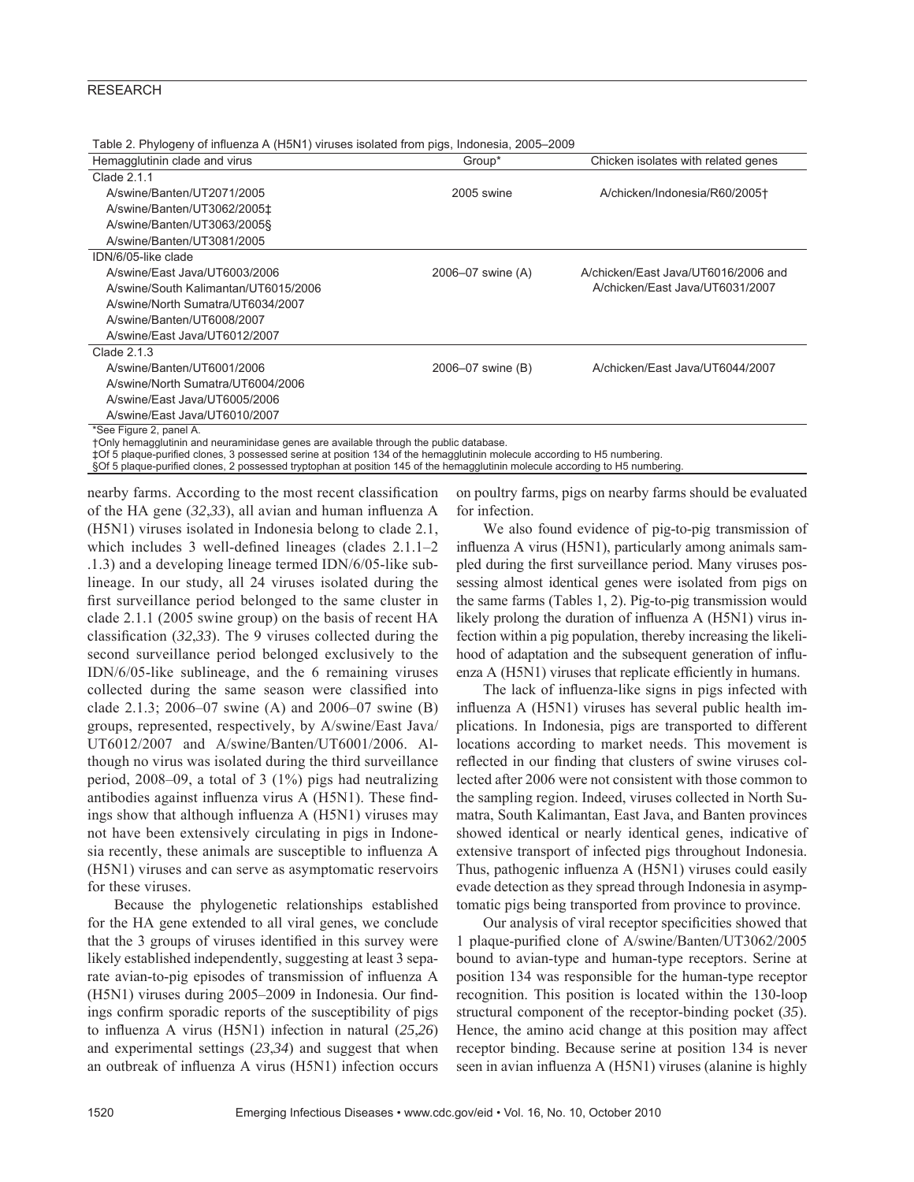Table 2. Phylogeny of influenza A (H5N1) viruses isolated from pigs, Indonesia, 2005–2009

| Hemagglutinin clade and virus | Group* | Chicken isolates with related genes |
|---|---|---|
| Clade 2.1.1 | | |
| A/swine/Banten/UT2071/2005 | 2005 swine | A/chicken/Indonesia/R60/2005† |
| A/swine/Banten/UT3062/2005‡ | | |
| A/swine/Banten/UT3063/2005§ | | |
| A/swine/Banten/UT3081/2005 | | |
| IDN/6/05-like clade | | |
| A/swine/East Java/UT6003/2006 | 2006–07 swine (A) | A/chicken/East Java/UT6016/2006 and A/chicken/East Java/UT6031/2007 |
| A/swine/South Kalimantan/UT6015/2006 | | |
| A/swine/North Sumatra/UT6034/2007 | | |
| A/swine/Banten/UT6008/2007 | | |
| A/swine/East Java/UT6012/2007 | | |
| Clade 2.1.3 | | |
| A/swine/Banten/UT6001/2006 | 2006–07 swine (B) | A/chicken/East Java/UT6044/2007 |
| A/swine/North Sumatra/UT6004/2006 | | |
| A/swine/East Java/UT6005/2006 | | |
| A/swine/East Java/UT6010/2007 | | |

*See Figure 2, panel A.
†Only hemagglutinin and neuraminidase genes are available through the public database.
‡Of 5 plaque-purified clones, 3 possessed serine at position 134 of the hemagglutinin molecule according to H5 numbering.
§Of 5 plaque-purified clones, 2 possessed tryptophan at position 145 of the hemagglutinin molecule according to H5 numbering.

nearby farms. According to the most recent classification of the HA gene (*32*,*33*), all avian and human influenza A (H5N1) viruses isolated in Indonesia belong to clade 2.1, which includes 3 well-defined lineages (clades 2.1.1–2.1.3) and a developing lineage termed IDN/6/05-like sublineage. In our study, all 24 viruses isolated during the first surveillance period belonged to the same cluster in clade 2.1.1 (2005 swine group) on the basis of recent HA classification (*32*,*33*). The 9 viruses collected during the second surveillance period belonged exclusively to the IDN/6/05-like sublineage, and the 6 remaining viruses collected during the same season were classified into clade 2.1.3; 2006–07 swine (A) and 2006–07 swine (B) groups, represented, respectively, by A/swine/East Java/UT6012/2007 and A/swine/Banten/UT6001/2006. Although no virus was isolated during the third surveillance period, 2008–09, a total of 3 (1%) pigs had neutralizing antibodies against influenza virus A (H5N1). These findings show that although influenza A (H5N1) viruses may not have been extensively circulating in pigs in Indonesia recently, these animals are susceptible to influenza A (H5N1) viruses and can serve as asymptomatic reservoirs for these viruses.

Because the phylogenetic relationships established for the HA gene extended to all viral genes, we conclude that the 3 groups of viruses identified in this survey were likely established independently, suggesting at least 3 separate avian-to-pig episodes of transmission of influenza A (H5N1) viruses during 2005–2009 in Indonesia. Our findings confirm sporadic reports of the susceptibility of pigs to influenza A virus (H5N1) infection in natural (*25*,*26*) and experimental settings (*23*,*34*) and suggest that when an outbreak of influenza A virus (H5N1) infection occurs on poultry farms, pigs on nearby farms should be evaluated for infection.

We also found evidence of pig-to-pig transmission of influenza A virus (H5N1), particularly among animals sampled during the first surveillance period. Many viruses possessing almost identical genes were isolated from pigs on the same farms (Tables 1, 2). Pig-to-pig transmission would likely prolong the duration of influenza A (H5N1) virus infection within a pig population, thereby increasing the likelihood of adaptation and the subsequent generation of influenza A (H5N1) viruses that replicate efficiently in humans.

The lack of influenza-like signs in pigs infected with influenza A (H5N1) viruses has several public health implications. In Indonesia, pigs are transported to different locations according to market needs. This movement is reflected in our finding that clusters of swine viruses collected after 2006 were not consistent with those common to the sampling region. Indeed, viruses collected in North Sumatra, South Kalimantan, East Java, and Banten provinces showed identical or nearly identical genes, indicative of extensive transport of infected pigs throughout Indonesia. Thus, pathogenic influenza A (H5N1) viruses could easily evade detection as they spread through Indonesia in asymptomatic pigs being transported from province to province.

Our analysis of viral receptor specificities showed that 1 plaque-purified clone of A/swine/Banten/UT3062/2005 bound to avian-type and human-type receptors. Serine at position 134 was responsible for the human-type receptor recognition. This position is located within the 130-loop structural component of the receptor-binding pocket (*35*). Hence, the amino acid change at this position may affect receptor binding. Because serine at position 134 is never seen in avian influenza A (H5N1) viruses (alanine is highly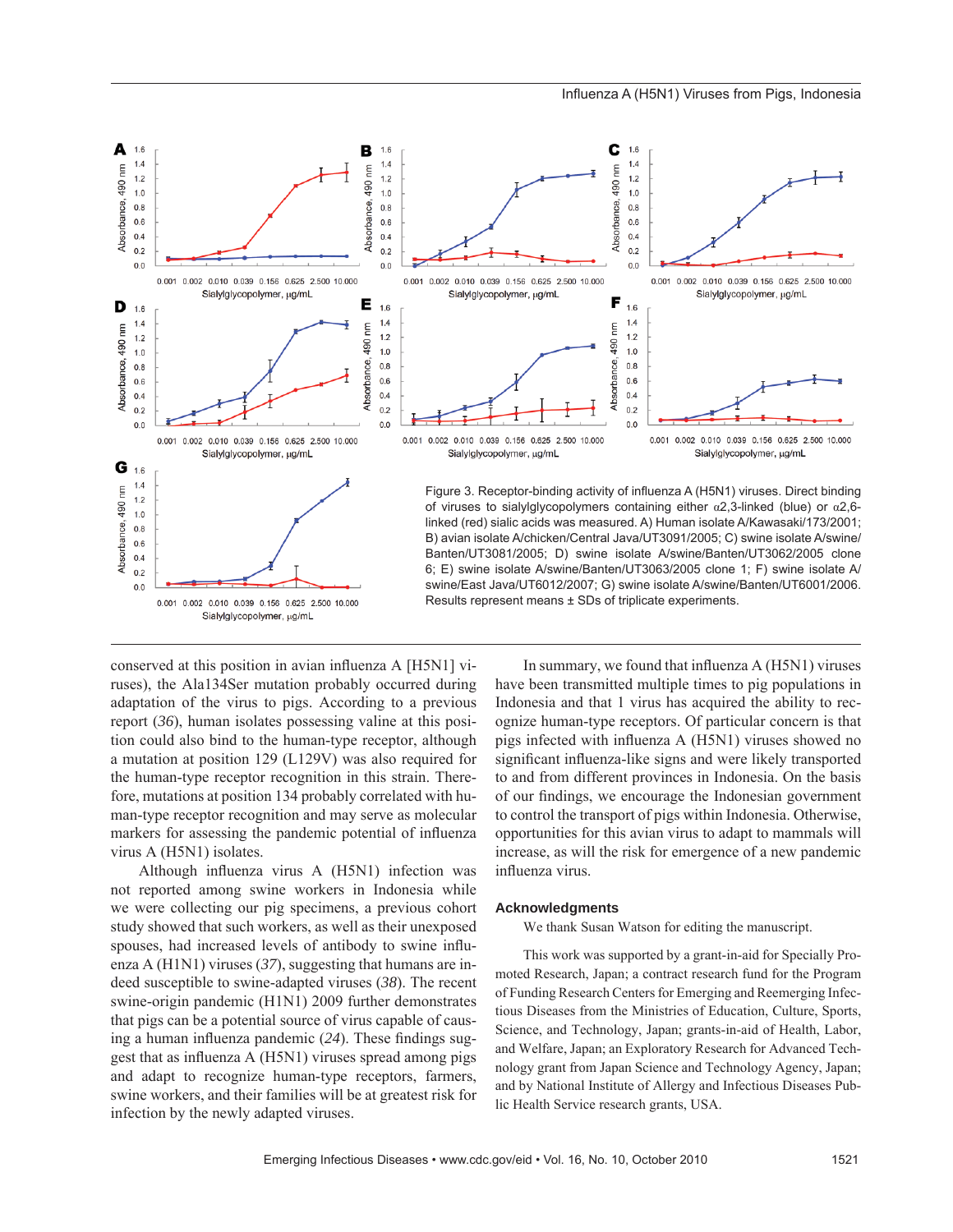A

1.6
1.4
1.2
1.0
0.8
0.6
0.4
0.2
0.0

Absorbance, 490 nm

0.001 0.002 0.010 0.039 0.156 0.625 2.500 10.000

Sialylglycopolymer, μg/mL

B

1.6
1.4
1.2
1.0
0.8
0.6
0.4
0.2
0.0

Absorbance, 490 nm

0.001 0.002 0.010 0.039 0.156 0.625 2.500 10.000

Sialylglycopolymer, μg/mL

C

1.6
1.4
1.2
1.0
0.8
0.6
0.4
0.2
0.0

Absorbance, 490 nm

0.001 0.002 0.010 0.039 0.156 0.625 2.500 10.000

Sialylglycopolymer, μg/mL

D

1.6
1.4
1.2
1.0
0.8
0.6
0.4
0.2
0.0

Absorbance, 490 nm

0.001 0.002 0.010 0.039 0.156 0.625 2.500 10.000

Sialylglycopolymer, μg/mL

E

1.6
1.4
1.2
1.0
0.8
0.6
0.4
0.2
0.0

Absorbance, 490 nm

0.001 0.002 0.010 0.039 0.156 0.625 2.500 10.000

Sialylglycopolymer, μg/mL

F

1.6
1.4
1.2
1.0
0.8
0.6
0.4
0.2
0.0

Absorbance, 490 nm

0.001 0.002 0.010 0.039 0.156 0.625 2.500 10.000

Sialylglycopolymer, μg/mL

G

1.6
1.4
1.2
1.0
0.8
0.6
0.4
0.2
0.0

Absorbance, 490 nm

0.001 0.002 0.010 0.039 0.156 0.625 2.500 10.000

Sialylglycopolymer, μg/mL

Figure 3. Receptor-binding activity of influenza A (H5N1) viruses. Direct binding of viruses to sialylglycopolymers containing either α2,3-linked (blue) or α2,6-linked (red) sialic acids was measured. A) Human isolate A/Kawasaki/173/2001; B) avian isolate A/chicken/Central Java/UT3091/2005; C) swine isolate A/swine/Banten/UT3081/2005; D) swine isolate A/swine/Banten/UT3062/2005 clone 6; E) swine isolate A/swine/Banten/UT3063/2005 clone 1; F) swine isolate A/swine/East Java/UT6012/2007; G) swine isolate A/swine/Banten/UT6001/2006. Results represent means ± SDs of triplicate experiments.

conserved at this position in avian influenza A [H5N1] viruses), the Ala134Ser mutation probably occurred during adaptation of the virus to pigs. According to a previous report (*36*), human isolates possessing valine at this position could also bind to the human-type receptor, although a mutation at position 129 (L129V) was also required for the human-type receptor recognition in this strain. Therefore, mutations at position 134 probably correlated with human-type receptor recognition and may serve as molecular markers for assessing the pandemic potential of influenza virus A (H5N1) isolates.

Although influenza virus A (H5N1) infection was not reported among swine workers in Indonesia while we were collecting our pig specimens, a previous cohort study showed that such workers, as well as their unexposed spouses, had increased levels of antibody to swine influenza A (H1N1) viruses (*37*), suggesting that humans are indeed susceptible to swine-adapted viruses (*38*). The recent swine-origin pandemic (H1N1) 2009 further demonstrates that pigs can be a potential source of virus capable of causing a human influenza pandemic (*24*). These findings suggest that as influenza A (H5N1) viruses spread among pigs and adapt to recognize human-type receptors, farmers, swine workers, and their families will be at greatest risk for infection by the newly adapted viruses.

In summary, we found that influenza A (H5N1) viruses have been transmitted multiple times to pig populations in Indonesia and that 1 virus has acquired the ability to recognize human-type receptors. Of particular concern is that pigs infected with influenza A (H5N1) viruses showed no significant influenza-like signs and were likely transported to and from different provinces in Indonesia. On the basis of our findings, we encourage the Indonesian government to control the transport of pigs within Indonesia. Otherwise, opportunities for this avian virus to adapt to mammals will increase, as will the risk for emergence of a new pandemic influenza virus.

## Acknowledgments

We thank Susan Watson for editing the manuscript.

This work was supported by a grant-in-aid for Specially Promoted Research, Japan; a contract research fund for the Program of Funding Research Centers for Emerging and Reemerging Infectious Diseases from the Ministries of Education, Culture, Sports, Science, and Technology, Japan; grants-in-aid of Health, Labor, and Welfare, Japan; an Exploratory Research for Advanced Technology grant from Japan Science and Technology Agency, Japan; and by National Institute of Allergy and Infectious Diseases Public Health Service research grants, USA.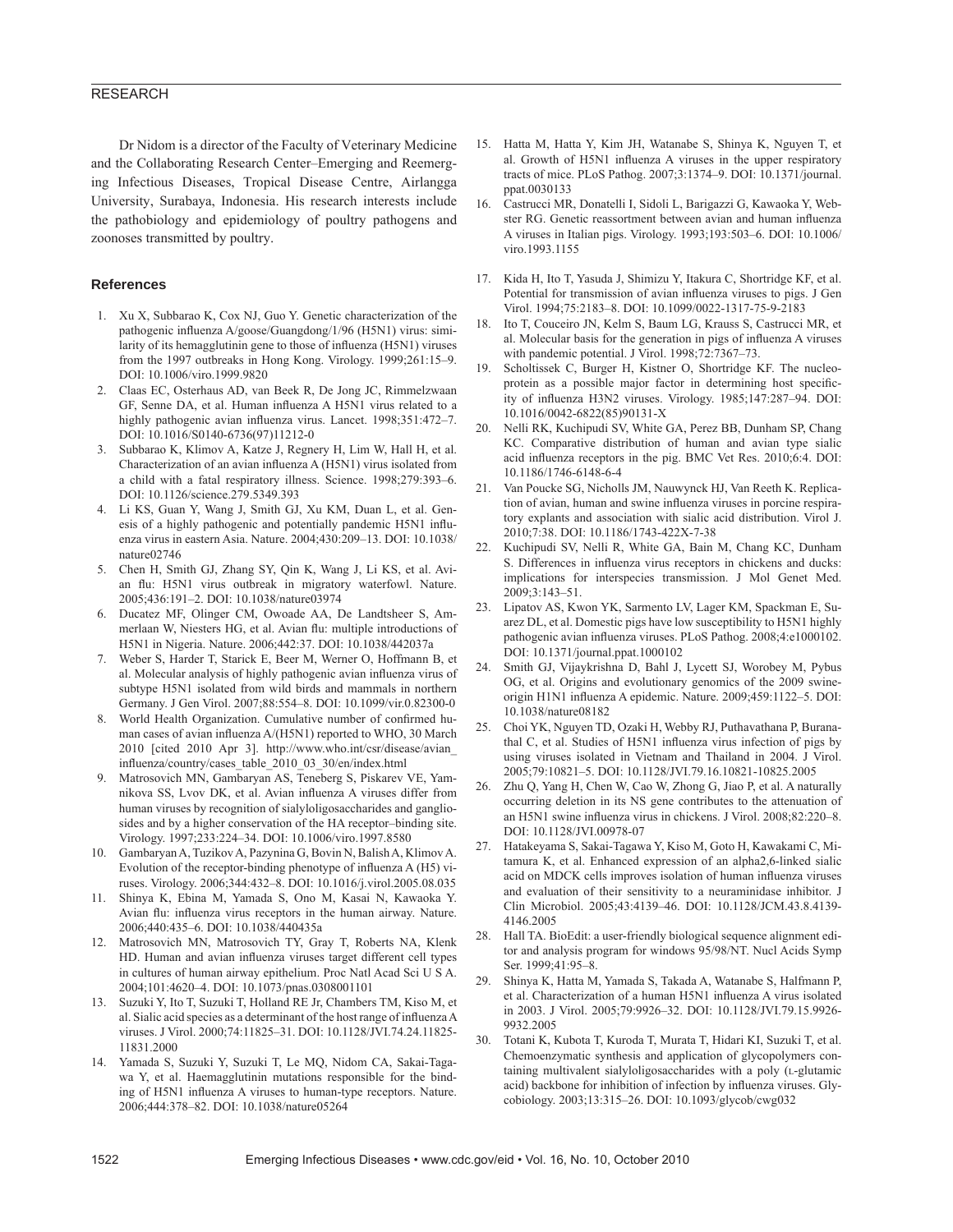Dr Nidom is a director of the Faculty of Veterinary Medicine and the Collaborating Research Center–Emerging and Reemerging Infectious Diseases, Tropical Disease Centre, Airlangga University, Surabaya, Indonesia. His research interests include the pathobiology and epidemiology of poultry pathogens and zoonoses transmitted by poultry.

## References

1. Xu X, Subbarao K, Cox NJ, Guo Y. Genetic characterization of the pathogenic influenza A/goose/Guangdong/1/96 (H5N1) virus: similarity of its hemagglutinin gene to those of influenza (H5N1) viruses from the 1997 outbreaks in Hong Kong. Virology. 1999;261:15–9. DOI: 10.1006/viro.1999.9820
2. Claas EC, Osterhaus AD, van Beek R, De Jong JC, Rimmelzwaan GF, Senne DA, et al. Human influenza A H5N1 virus related to a highly pathogenic avian influenza virus. Lancet. 1998;351:472–7. DOI: 10.1016/S0140-6736(97)11212-0
3. Subbarao K, Klimov A, Katze J, Regnery H, Lim W, Hall H, et al. Characterization of an avian influenza A (H5N1) virus isolated from a child with a fatal respiratory illness. Science. 1998;279:393–6. DOI: 10.1126/science.279.5349.393
4. Li KS, Guan Y, Wang J, Smith GJ, Xu KM, Duan L, et al. Genesis of a highly pathogenic and potentially pandemic H5N1 influenza virus in eastern Asia. Nature. 2004;430:209–13. DOI: 10.1038/nature02746
5. Chen H, Smith GJ, Zhang SY, Qin K, Wang J, Li KS, et al. Avian flu: H5N1 virus outbreak in migratory waterfowl. Nature. 2005;436:191–2. DOI: 10.1038/nature03974
6. Ducatez MF, Olinger CM, Owoade AA, De Landtsheer S, Ammerlaan W, Niesters HG, et al. Avian flu: multiple introductions of H5N1 in Nigeria. Nature. 2006;442:37. DOI: 10.1038/442037a
7. Weber S, Harder T, Starick E, Beer M, Werner O, Hoffmann B, et al. Molecular analysis of highly pathogenic avian influenza virus of subtype H5N1 isolated from wild birds and mammals in northern Germany. J Gen Virol. 2007;88:554–8. DOI: 10.1099/vir.0.82300-0
8. World Health Organization. Cumulative number of confirmed human cases of avian influenza A/(H5N1) reported to WHO, 30 March 2010 [cited 2010 Apr 3]. http://www.who.int/csr/disease/avian_influenza/country/cases_table_2010_03_30/en/index.html
9. Matrosovich MN, Gambaryan AS, Teneberg S, Piskarev VE, Yamnikova SS, Lvov DK, et al. Avian influenza A viruses differ from human viruses by recognition of sialyloligosaccharides and gangliosides and by a higher conservation of the HA receptor–binding site. Virology. 1997;233:224–34. DOI: 10.1006/viro.1997.8580
10. Gambaryan A, Tuzikov A, Pazynina G, Bovin N, Balish A, Klimov A. Evolution of the receptor-binding phenotype of influenza A (H5) viruses. Virology. 2006;344:432–8. DOI: 10.1016/j.virol.2005.08.035
11. Shinya K, Ebina M, Yamada S, Ono M, Kasai N, Kawaoka Y. Avian flu: influenza virus receptors in the human airway. Nature. 2006;440:435–6. DOI: 10.1038/440435a
12. Matrosovich MN, Matrosovich TY, Gray T, Roberts NA, Klenk HD. Human and avian influenza viruses target different cell types in cultures of human airway epithelium. Proc Natl Acad Sci U S A. 2004;101:4620–4. DOI: 10.1073/pnas.0308001101
13. Suzuki Y, Ito T, Suzuki T, Holland RE Jr, Chambers TM, Kiso M, et al. Sialic acid species as a determinant of the host range of influenza A viruses. J Virol. 2000;74:11825–31. DOI: 10.1128/JVI.74.24.11825-11831.2000
14. Yamada S, Suzuki Y, Suzuki T, Le MQ, Nidom CA, Sakai-Tagawa Y, et al. Haemagglutinin mutations responsible for the binding of H5N1 influenza A viruses to human-type receptors. Nature. 2006;444:378–82. DOI: 10.1038/nature05264
15. Hatta M, Hatta Y, Kim JH, Watanabe S, Shinya K, Nguyen T, et al. Growth of H5N1 influenza A viruses in the upper respiratory tracts of mice. PLoS Pathog. 2007;3:1374–9. DOI: 10.1371/journal.ppat.0030133
16. Castrucci MR, Donatelli I, Sidoli L, Barigazzi G, Kawaoka Y, Webster RG. Genetic reassortment between avian and human influenza A viruses in Italian pigs. Virology. 1993;193:503–6. DOI: 10.1006/viro.1993.1155
17. Kida H, Ito T, Yasuda J, Shimizu Y, Itakura C, Shortridge KF, et al. Potential for transmission of avian influenza viruses to pigs. J Gen Virol. 1994;75:2183–8. DOI: 10.1099/0022-1317-75-9-2183
18. Ito T, Couceiro JN, Kelm S, Baum LG, Krauss S, Castrucci MR, et al. Molecular basis for the generation in pigs of influenza A viruses with pandemic potential. J Virol. 1998;72:7367–73.
19. Scholtissek C, Burger H, Kistner O, Shortridge KF. The nucleoprotein as a possible major factor in determining host specificity of influenza H3N2 viruses. Virology. 1985;147:287–94. DOI: 10.1016/0042-6822(85)90131-X
20. Nelli RK, Kuchipudi SV, White GA, Perez BB, Dunham SP, Chang KC. Comparative distribution of human and avian type sialic acid influenza receptors in the pig. BMC Vet Res. 2010;6:4. DOI: 10.1186/1746-6148-6-4
21. Van Poucke SG, Nicholls JM, Nauwynck HJ, Van Reeth K. Replication of avian, human and swine influenza viruses in porcine respiratory explants and association with sialic acid distribution. Virol J. 2010;7:38. DOI: 10.1186/1743-422X-7-38
22. Kuchipudi SV, Nelli R, White GA, Bain M, Chang KC, Dunham S. Differences in influenza virus receptors in chickens and ducks: implications for interspecies transmission. J Mol Genet Med. 2009;3:143–51.
23. Lipatov AS, Kwon YK, Sarmento LV, Lager KM, Spackman E, Suarez DL, et al. Domestic pigs have low susceptibility to H5N1 highly pathogenic avian influenza viruses. PLoS Pathog. 2008;4:e1000102. DOI: 10.1371/journal.ppat.1000102
24. Smith GJ, Vijaykrishna D, Bahl J, Lycett SJ, Worobey M, Pybus OG, et al. Origins and evolutionary genomics of the 2009 swine-origin H1N1 influenza A epidemic. Nature. 2009;459:1122–5. DOI: 10.1038/nature08182
25. Choi YK, Nguyen TD, Ozaki H, Webby RJ, Puthavathana P, Buranathal C, et al. Studies of H5N1 influenza virus infection of pigs by using viruses isolated in Vietnam and Thailand in 2004. J Virol. 2005;79:10821–5. DOI: 10.1128/JVI.79.16.10821-10825.2005
26. Zhu Q, Yang H, Chen W, Cao W, Zhong G, Jiao P, et al. A naturally occurring deletion in its NS gene contributes to the attenuation of an H5N1 swine influenza virus in chickens. J Virol. 2008;82:220–8. DOI: 10.1128/JVI.00978-07
27. Hatakeyama S, Sakai-Tagawa Y, Kiso M, Goto H, Kawakami C, Mitamura K, et al. Enhanced expression of an alpha2,6-linked sialic acid on MDCK cells improves isolation of human influenza viruses and evaluation of their sensitivity to a neuraminidase inhibitor. J Clin Microbiol. 2005;43:4139–46. DOI: 10.1128/JCM.43.8.4139-4146.2005
28. Hall TA. BioEdit: a user-friendly biological sequence alignment editor and analysis program for windows 95/98/NT. Nucl Acids Symp Ser. 1999;41:95–8.
29. Shinya K, Hatta M, Yamada S, Takada A, Watanabe S, Halfmann P, et al. Characterization of a human H5N1 influenza A virus isolated in 2003. J Virol. 2005;79:9926–32. DOI: 10.1128/JVI.79.15.9926-9932.2005
30. Totani K, Kubota T, Kuroda T, Murata T, Hidari KI, Suzuki T, et al. Chemoenzymatic synthesis and application of glycopolymers containing multivalent sialyloligosaccharides with a poly (L-glutamic acid) backbone for inhibition of infection by influenza viruses. Glycobiology. 2003;13:315–26. DOI: 10.1093/glycob/cwg032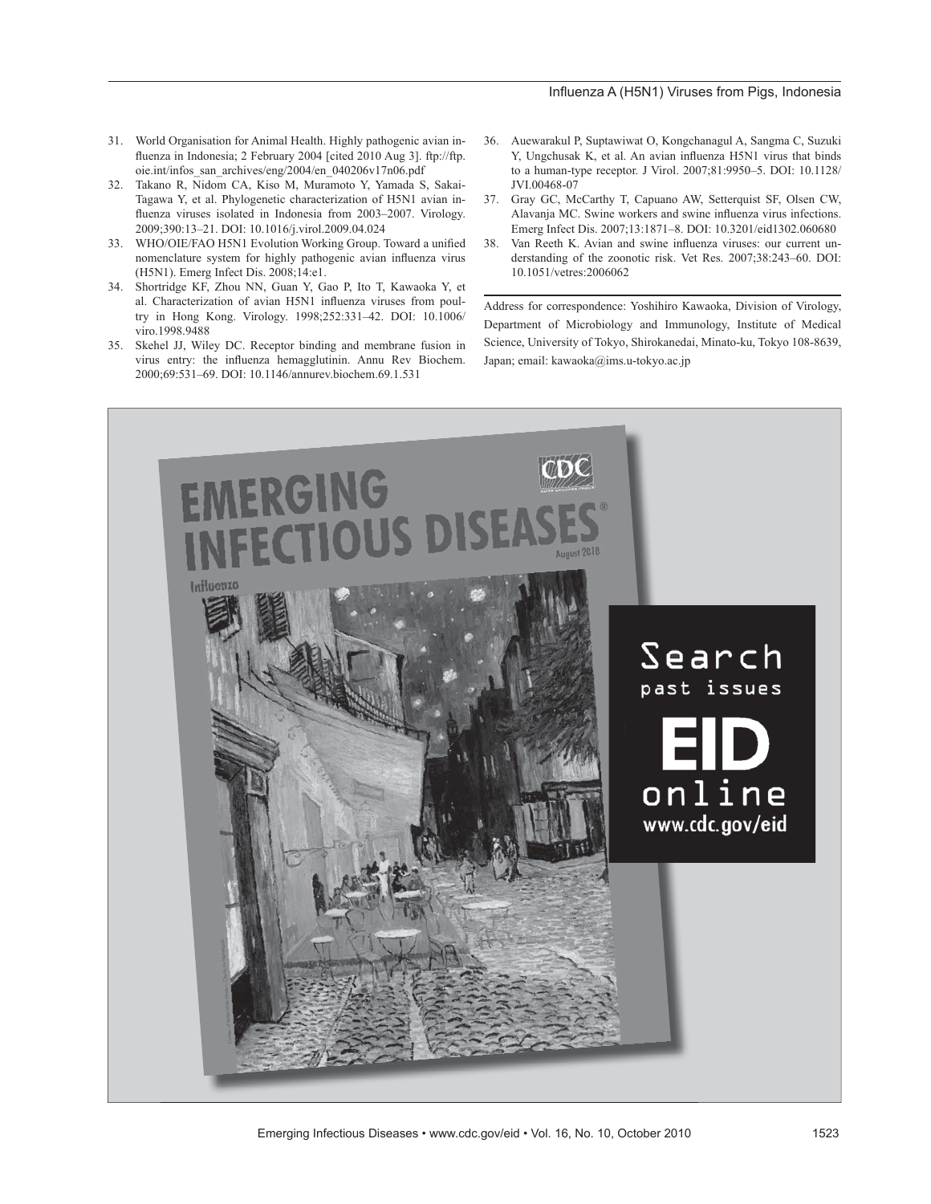31. World Organisation for Animal Health. Highly pathogenic avian influenza in Indonesia; 2 February 2004 [cited 2010 Aug 3]. ftp://ftp.oie.int/infos_san_archives/eng/2004/en_040206v17n06.pdf
32. Takano R, Nidom CA, Kiso M, Muramoto Y, Yamada S, Sakai-Tagawa Y, et al. Phylogenetic characterization of H5N1 avian influenza viruses isolated in Indonesia from 2003–2007. Virology. 2009;390:13–21. DOI: 10.1016/j.virol.2009.04.024
33. WHO/OIE/FAO H5N1 Evolution Working Group. Toward a unified nomenclature system for highly pathogenic avian influenza virus (H5N1). Emerg Infect Dis. 2008;14:e1.
34. Shortridge KF, Zhou NN, Guan Y, Gao P, Ito T, Kawaoka Y, et al. Characterization of avian H5N1 influenza viruses from poultry in Hong Kong. Virology. 1998;252:331–42. DOI: 10.1006/viro.1998.9488
35. Skehel JJ, Wiley DC. Receptor binding and membrane fusion in virus entry: the influenza hemagglutinin. Annu Rev Biochem. 2000;69:531–69. DOI: 10.1146/annurev.biochem.69.1.531
36. Auewarakul P, Suptawiwat O, Kongchanagul A, Sangma C, Suzuki Y, Ungchusak K, et al. An avian influenza H5N1 virus that binds to a human-type receptor. J Virol. 2007;81:9950–5. DOI: 10.1128/JVI.00468-07
37. Gray GC, McCarthy T, Capuano AW, Setterquist SF, Olsen CW, Alavanja MC. Swine workers and swine influenza virus infections. Emerg Infect Dis. 2007;13:1871–8. DOI: 10.3201/eid1302.060680
38. Van Reeth K. Avian and swine influenza viruses: our current understanding of the zoonotic risk. Vet Res. 2007;38:243–60. DOI: 10.1051/vetres:2006062

Address for correspondence: Yoshihiro Kawaoka, Division of Virology, Department of Microbiology and Immunology, Institute of Medical Science, University of Tokyo, Shirokanedai, Minato-ku, Tokyo 108-8639, Japan; email: kawaoka@ims.u-tokyo.ac.jp

EMERGING INFECTIOUS DISEASES
August 2010
Influenza

Search past issues

EID online

www.cdc.gov/eid